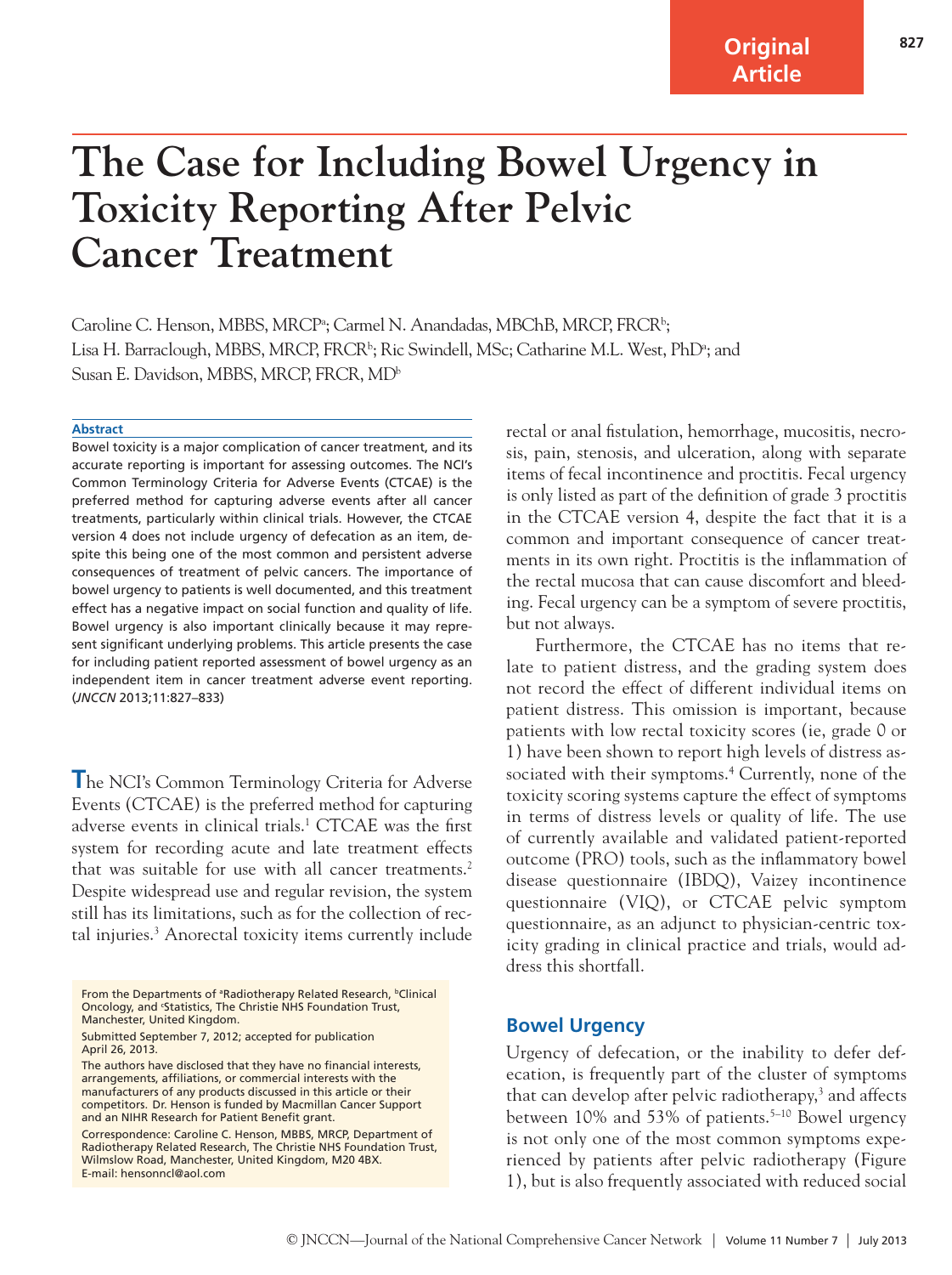Original Article

# The Case for Including Bowel Urgency in Toxicity Reporting After Pelvic Cancer Treatment

Caroline C. Henson, MBBS, MRCP[a]; Carmel N. Anandadas, MBChB, MRCP, FRCR[b]; Lisa H. Barraclough, MBBS, MRCP, FRCR[b]; Ric Swindell, MSc; Catharine M.L. West, PhD[a]; and Susan E. Davidson, MBBS, MRCP, FRCR, MD[b]

## Abstract

Bowel toxicity is a major complication of cancer treatment, and its accurate reporting is important for assessing outcomes. The NCI's Common Terminology Criteria for Adverse Events (CTCAE) is the preferred method for capturing adverse events after all cancer treatments, particularly within clinical trials. However, the CTCAE version 4 does not include urgency of defecation as an item, despite this being one of the most common and persistent adverse consequences of treatment of pelvic cancers. The importance of bowel urgency to patients is well documented, and this treatment effect has a negative impact on social function and quality of life. Bowel urgency is also important clinically because it may represent significant underlying problems. This article presents the case for including patient reported assessment of bowel urgency as an independent item in cancer treatment adverse event reporting. (*JNCCN* 2013;11:827–833)

From the Departments of [a]Radiotherapy Related Research, [b]Clinical Oncology, and [c]Statistics, The Christie NHS Foundation Trust, Manchester, United Kingdom.

Submitted September 7, 2012; accepted for publication April 26, 2013.

The authors have disclosed that they have no financial interests, arrangements, affiliations, or commercial interests with the manufacturers of any products discussed in this article or their competitors. Dr. Henson is funded by Macmillan Cancer Support and an NIHR Research for Patient Benefit grant.

Correspondence: Caroline C. Henson, MBBS, MRCP, Department of Radiotherapy Related Research, The Christie NHS Foundation Trust, Wilmslow Road, Manchester, United Kingdom, M20 4BX. E-mail: hensonncl@aol.com

The NCI's Common Terminology Criteria for Adverse Events (CTCAE) is the preferred method for capturing adverse events in clinical trials.[1] CTCAE was the first system for recording acute and late treatment effects that was suitable for use with all cancer treatments.[2] Despite widespread use and regular revision, the system still has its limitations, such as for the collection of rectal injuries.[3] Anorectal toxicity items currently include rectal or anal fistulation, hemorrhage, mucositis, necrosis, pain, stenosis, and ulceration, along with separate items of fecal incontinence and proctitis. Fecal urgency is only listed as part of the definition of grade 3 proctitis in the CTCAE version 4, despite the fact that it is a common and important consequence of cancer treatments in its own right. Proctitis is the inflammation of the rectal mucosa that can cause discomfort and bleeding. Fecal urgency can be a symptom of severe proctitis, but not always.

Furthermore, the CTCAE has no items that relate to patient distress, and the grading system does not record the effect of different individual items on patient distress. This omission is important, because patients with low rectal toxicity scores (ie, grade 0 or 1) have been shown to report high levels of distress associated with their symptoms.[4] Currently, none of the toxicity scoring systems capture the effect of symptoms in terms of distress levels or quality of life. The use of currently available and validated patient-reported outcome (PRO) tools, such as the inflammatory bowel disease questionnaire (IBDQ), Vaizey incontinence questionnaire (VIQ), or CTCAE pelvic symptom questionnaire, as an adjunct to physician-centric toxicity grading in clinical practice and trials, would address this shortfall.

## Bowel Urgency

Urgency of defecation, or the inability to defer defecation, is frequently part of the cluster of symptoms that can develop after pelvic radiotherapy,[3] and affects between 10% and 53% of patients.[5–10] Bowel urgency is not only one of the most common symptoms experienced by patients after pelvic radiotherapy (Figure 1), but is also frequently associated with reduced social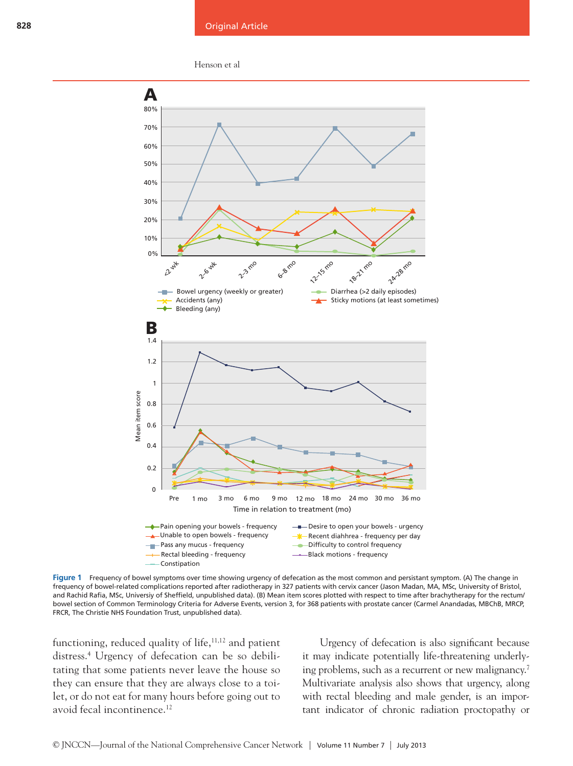**Figure 1** Frequency of bowel symptoms over time showing urgency of defecation as the most common and persistant symptom. (A) The change in frequency of bowel-related complications reported after radiotherapy in 327 patients with cervix cancer (Jason Madan, MA, MSc, University of Bristol, and Rachid Rafia, MSc, Universiy of Sheffield, unpublished data). (B) Mean item scores plotted with respect to time after brachytherapy for the rectum/bowel section of Common Terminology Criteria for Adverse Events, version 3, for 368 patients with prostate cancer (Carmel Anandadas, MBChB, MRCP, FRCR, The Christie NHS Foundation Trust, unpublished data).

functioning, reduced quality of life,[11,12] and patient distress.[4] Urgency of defecation can be so debilitating that some patients never leave the house so they can ensure that they are always close to a toilet, or do not eat for many hours before going out to avoid fecal incontinence.[12]

Urgency of defecation is also significant because it may indicate potentially life-threatening underlying problems, such as a recurrent or new malignancy.[7] Multivariate analysis also shows that urgency, along with rectal bleeding and male gender, is an important indicator of chronic radiation proctopathy or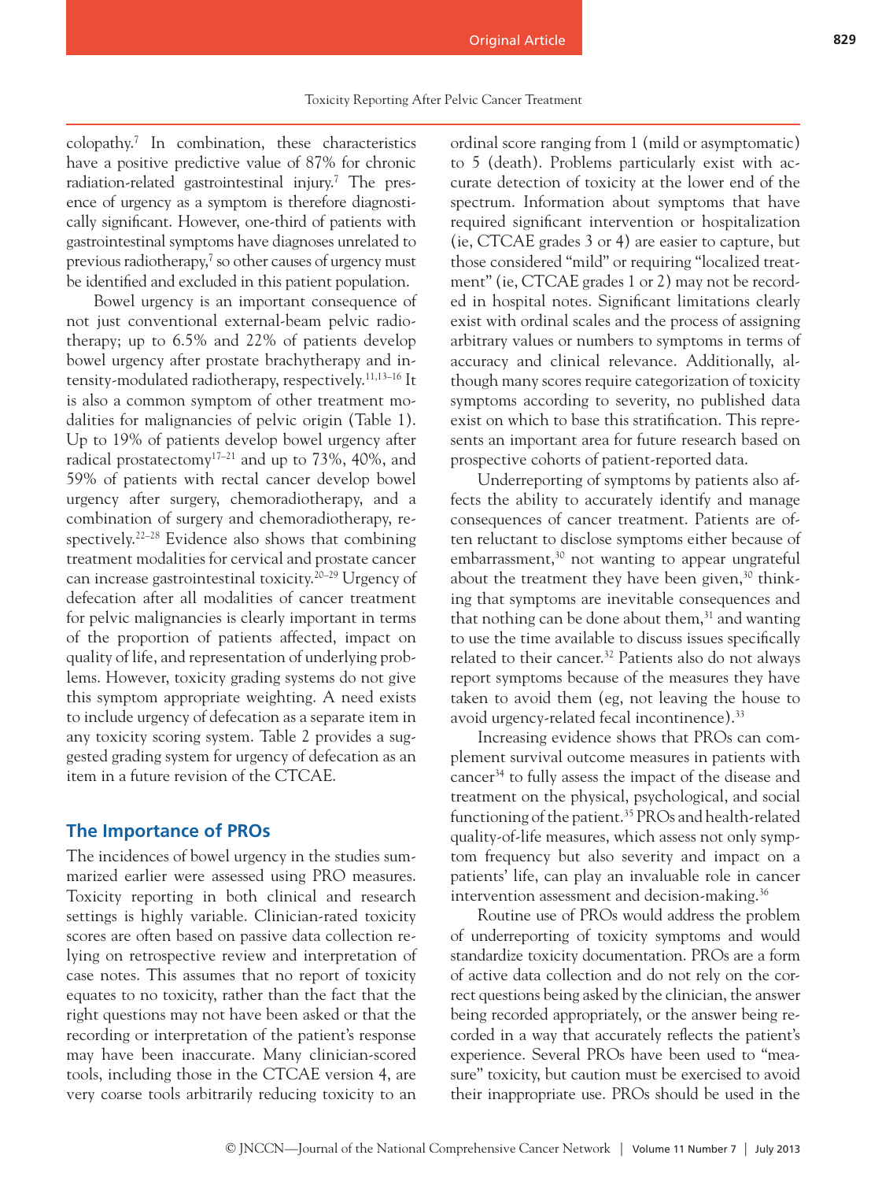colopathy.[7] In combination, these characteristics have a positive predictive value of 87% for chronic radiation-related gastrointestinal injury.[7] The presence of urgency as a symptom is therefore diagnostically significant. However, one-third of patients with gastrointestinal symptoms have diagnoses unrelated to previous radiotherapy,[7] so other causes of urgency must be identified and excluded in this patient population.

Bowel urgency is an important consequence of not just conventional external-beam pelvic radiotherapy; up to 6.5% and 22% of patients develop bowel urgency after prostate brachytherapy and intensity-modulated radiotherapy, respectively.[11,13–16] It is also a common symptom of other treatment modalities for malignancies of pelvic origin (Table 1). Up to 19% of patients develop bowel urgency after radical prostatectomy[17–21] and up to 73%, 40%, and 59% of patients with rectal cancer develop bowel urgency after surgery, chemoradiotherapy, and a combination of surgery and chemoradiotherapy, respectively.[22–28] Evidence also shows that combining treatment modalities for cervical and prostate cancer can increase gastrointestinal toxicity.[20–29] Urgency of defecation after all modalities of cancer treatment for pelvic malignancies is clearly important in terms of the proportion of patients affected, impact on quality of life, and representation of underlying problems. However, toxicity grading systems do not give this symptom appropriate weighting. A need exists to include urgency of defecation as a separate item in any toxicity scoring system. Table 2 provides a suggested grading system for urgency of defecation as an item in a future revision of the CTCAE.

## The Importance of PROs

The incidences of bowel urgency in the studies summarized earlier were assessed using PRO measures. Toxicity reporting in both clinical and research settings is highly variable. Clinician-rated toxicity scores are often based on passive data collection relying on retrospective review and interpretation of case notes. This assumes that no report of toxicity equates to no toxicity, rather than the fact that the right questions may not have been asked or that the recording or interpretation of the patient's response may have been inaccurate. Many clinician-scored tools, including those in the CTCAE version 4, are very coarse tools arbitrarily reducing toxicity to an ordinal score ranging from 1 (mild or asymptomatic) to 5 (death). Problems particularly exist with accurate detection of toxicity at the lower end of the spectrum. Information about symptoms that have required significant intervention or hospitalization (ie, CTCAE grades 3 or 4) are easier to capture, but those considered "mild" or requiring "localized treatment" (ie, CTCAE grades 1 or 2) may not be recorded in hospital notes. Significant limitations clearly exist with ordinal scales and the process of assigning arbitrary values or numbers to symptoms in terms of accuracy and clinical relevance. Additionally, although many scores require categorization of toxicity symptoms according to severity, no published data exist on which to base this stratification. This represents an important area for future research based on prospective cohorts of patient-reported data.

Underreporting of symptoms by patients also affects the ability to accurately identify and manage consequences of cancer treatment. Patients are often reluctant to disclose symptoms either because of embarrassment,[30] not wanting to appear ungrateful about the treatment they have been given,[30] thinking that symptoms are inevitable consequences and that nothing can be done about them,[31] and wanting to use the time available to discuss issues specifically related to their cancer.[32] Patients also do not always report symptoms because of the measures they have taken to avoid them (eg, not leaving the house to avoid urgency-related fecal incontinence).[33]

Increasing evidence shows that PROs can complement survival outcome measures in patients with cancer[34] to fully assess the impact of the disease and treatment on the physical, psychological, and social functioning of the patient.[35] PROs and health-related quality-of-life measures, which assess not only symptom frequency but also severity and impact on a patients' life, can play an invaluable role in cancer intervention assessment and decision-making.[36]

Routine use of PROs would address the problem of underreporting of toxicity symptoms and would standardize toxicity documentation. PROs are a form of active data collection and do not rely on the correct questions being asked by the clinician, the answer being recorded appropriately, or the answer being recorded in a way that accurately reflects the patient's experience. Several PROs have been used to "measure" toxicity, but caution must be exercised to avoid their inappropriate use. PROs should be used in the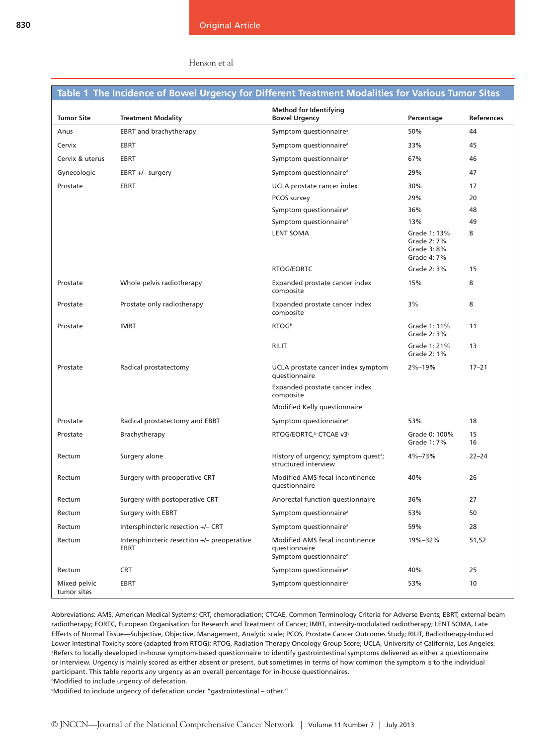## Table 1 The Incidence of Bowel Urgency for Different Treatment Modalities for Various Tumor Sites

| Tumor Site | Treatment Modality | Method for Identifying Bowel Urgency | Percentage | References |
|---|---|---|---|---|
| Anus | EBRT and brachytherapy | Symptom questionnaire[a] | 50% | 44 |
| Cervix | EBRT | Symptom questionnaire[a] | 33% | 45 |
| Cervix & uterus | EBRT | Symptom questionnaire[a] | 67% | 46 |
| Gynecologic | EBRT +/− surgery | Symptom questionnaire[a] | 29% | 47 |
| Prostate | EBRT | UCLA prostate cancer index | 30% | 17 |
| | | PCOS survey | 29% | 20 |
| | | Symptom questionnaire[a] | 36% | 48 |
| | | Symptom questionnaire[a] | 13% | 49 |
| | | LENT SOMA | Grade 1: 13%<br>Grade 2: 7%<br>Grade 3: 8%<br>Grade 4: 7% | 8 |
| | | RTOG/EORTC | Grade 2: 3% | 15 |
| Prostate | Whole pelvis radiotherapy | Expanded prostate cancer index composite | 15% | 8 |
| Prostate | Prostate only radiotherapy | Expanded prostate cancer index composite | 3% | 8 |
| Prostate | IMRT | RTOG[b] | Grade 1: 11%<br>Grade 2: 3% | 11 |
| | | RILIT | Grade 1: 21%<br>Grade 2: 1% | 13 |
| Prostate | Radical prostatectomy | UCLA prostate cancer index symptom questionnaire<br>Expanded prostate cancer index composite<br>Modified Kelly questionnaire | 2%–19% | 17–21 |
| Prostate | Radical prostatectomy and EBRT | Symptom questionnaire[a] | 53% | 18 |
| Prostate | Brachytherapy | RTOG/EORTC,[b] CTCAE v3[c] | Grade 0: 100%<br>Grade 1: 7% | 15<br>16 |
| Rectum | Surgery alone | History of urgency; symptom quest[a]; structured interview | 4%–73% | 22–24 |
| Rectum | Surgery with preoperative CRT | Modified AMS fecal incontinence questionnaire | 40% | 26 |
| Rectum | Surgery with postoperative CRT | Anorectal function questionnaire | 36% | 27 |
| Rectum | Surgery with EBRT | Symptom questionnaire[a] | 53% | 50 |
| Rectum | Intersphincteric resection +/− CRT | Symptom questionnaire[a] | 59% | 28 |
| Rectum | Intersphincteric resection +/− preoperative EBRT | Modified AMS fecal incontinence questionnaire<br>Symptom questionnaire[a] | 19%–32% | 51,52 |
| Rectum | CRT | Symptom questionnaire[a] | 40% | 25 |
| Mixed pelvic tumor sites | EBRT | Symptom questionnaire[a] | 53% | 10 |

Abbreviations: AMS, American Medical Systems; CRT, chemoradiation; CTCAE, Common Terminology Criteria for Adverse Events; EBRT, external-beam radiotherapy; EORTC, European Organisation for Research and Treatment of Cancer; IMRT, intensity-modulated radiotherapy; LENT SOMA, Late Effects of Normal Tissue—Subjective, Objective, Management, Analytic scale; PCOS, Prostate Cancer Outcomes Study; RILIT, Radiotherapy-Induced Lower Intestinal Toxicity score (adapted from RTOG); RTOG, Radiation Therapy Oncology Group Score; UCLA, University of California, Los Angeles.

[a]Refers to locally developed in-house symptom-based questionnaire to identify gastrointestinal symptoms delivered as either a questionnaire or interview. Urgency is mainly scored as either absent or present, but sometimes in terms of how common the symptom is to the individual participant. This table reports *any* urgency as an overall percentage for in-house questionnaires.

[b]Modified to include urgency of defecation.

[c]Modified to include urgency of defecation under "gastrointestinal – other."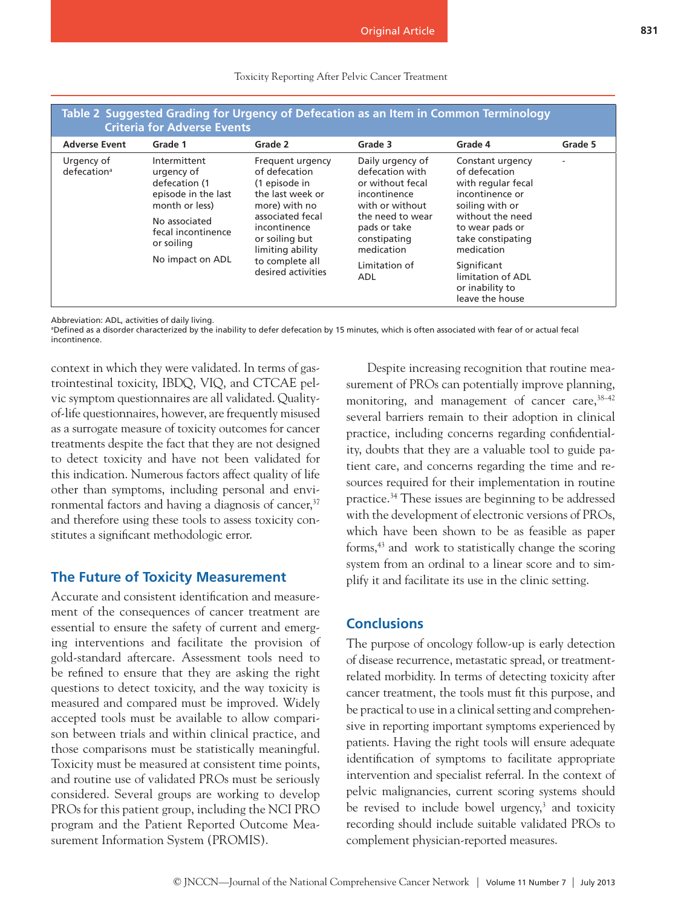**Table 2 Suggested Grading for Urgency of Defecation as an Item in Common Terminology Criteria for Adverse Events**

| Adverse Event | Grade 1 | Grade 2 | Grade 3 | Grade 4 | Grade 5 |
|---|---|---|---|---|---|
| Urgency of defecation[a] | Intermittent urgency of defecation (1 episode in the last month or less)<br>No associated fecal incontinence or soiling<br>No impact on ADL | Frequent urgency of defecation (1 episode in the last week or more) with no associated fecal incontinence or soiling but limiting ability to complete all desired activities | Daily urgency of defecation with or without fecal incontinence with or without the need to wear pads or take constipating medication<br>Limitation of ADL | Constant urgency of defecation with regular fecal incontinence or soiling with or without the need to wear pads or take constipating medication<br>Significant limitation of ADL or inability to leave the house | - |

Abbreviation: ADL, activities of daily living.
[a]Defined as a disorder characterized by the inability to defer defecation by 15 minutes, which is often associated with fear of or actual fecal incontinence.

context in which they were validated. In terms of gastrointestinal toxicity, IBDQ, VIQ, and CTCAE pelvic symptom questionnaires are all validated. Quality-of-life questionnaires, however, are frequently misused as a surrogate measure of toxicity outcomes for cancer treatments despite the fact that they are not designed to detect toxicity and have not been validated for this indication. Numerous factors affect quality of life other than symptoms, including personal and environmental factors and having a diagnosis of cancer,[37] and therefore using these tools to assess toxicity constitutes a significant methodologic error.

## The Future of Toxicity Measurement

Accurate and consistent identification and measurement of the consequences of cancer treatment are essential to ensure the safety of current and emerging interventions and facilitate the provision of gold-standard aftercare. Assessment tools need to be refined to ensure that they are asking the right questions to detect toxicity, and the way toxicity is measured and compared must be improved. Widely accepted tools must be available to allow comparison between trials and within clinical practice, and those comparisons must be statistically meaningful. Toxicity must be measured at consistent time points, and routine use of validated PROs must be seriously considered. Several groups are working to develop PROs for this patient group, including the NCI PRO program and the Patient Reported Outcome Measurement Information System (PROMIS).

Despite increasing recognition that routine measurement of PROs can potentially improve planning, monitoring, and management of cancer care,[38–42] several barriers remain to their adoption in clinical practice, including concerns regarding confidentiality, doubts that they are a valuable tool to guide patient care, and concerns regarding the time and resources required for their implementation in routine practice.[34] These issues are beginning to be addressed with the development of electronic versions of PROs, which have been shown to be as feasible as paper forms,[43] and work to statistically change the scoring system from an ordinal to a linear score and to simplify it and facilitate its use in the clinic setting.

## Conclusions

The purpose of oncology follow-up is early detection of disease recurrence, metastatic spread, or treatment-related morbidity. In terms of detecting toxicity after cancer treatment, the tools must fit this purpose, and be practical to use in a clinical setting and comprehensive in reporting important symptoms experienced by patients. Having the right tools will ensure adequate identification of symptoms to facilitate appropriate intervention and specialist referral. In the context of pelvic malignancies, current scoring systems should be revised to include bowel urgency,[3] and toxicity recording should include suitable validated PROs to complement physician-reported measures.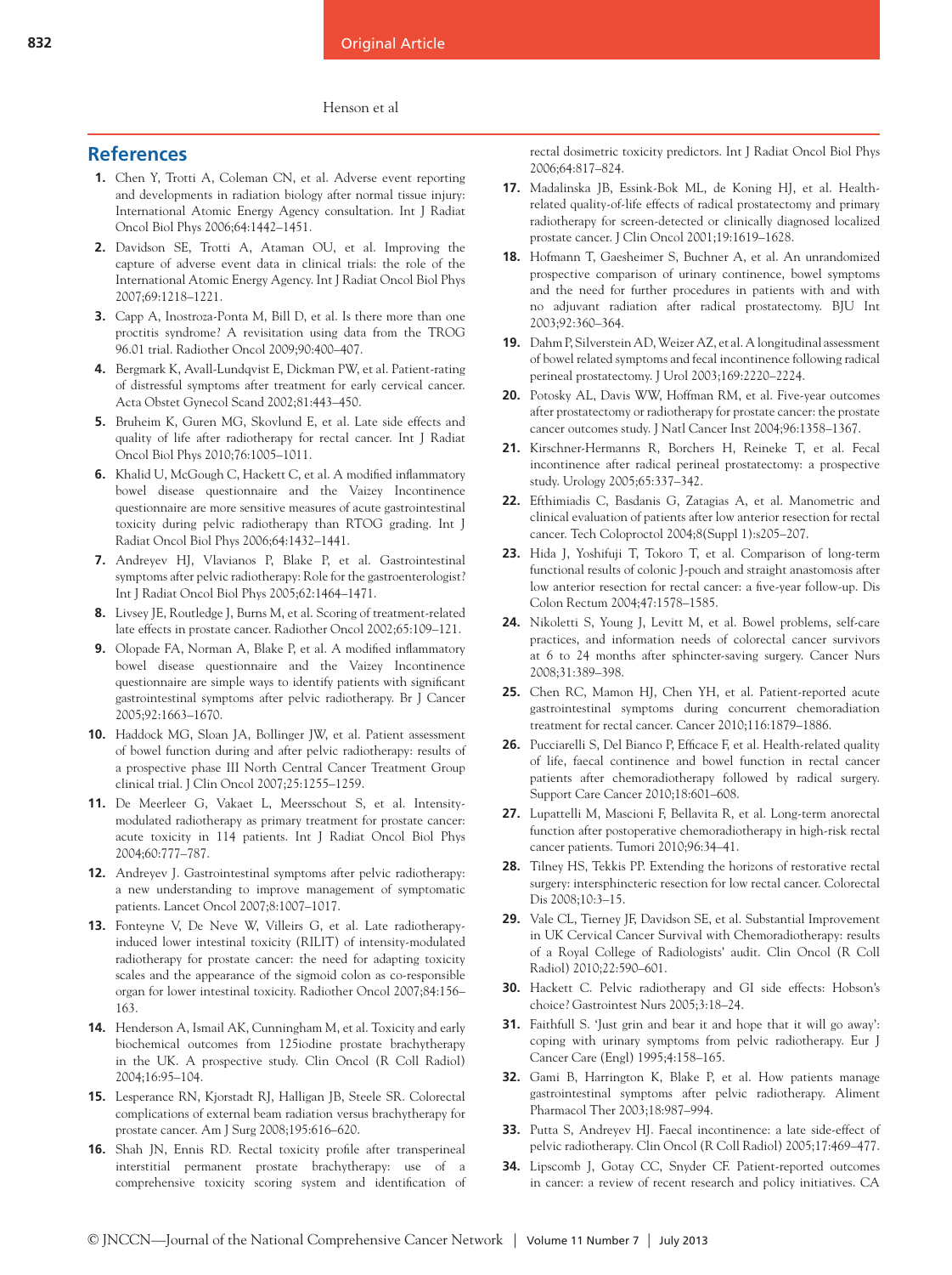## References

1. Chen Y, Trotti A, Coleman CN, et al. Adverse event reporting and developments in radiation biology after normal tissue injury: International Atomic Energy Agency consultation. Int J Radiat Oncol Biol Phys 2006;64:1442–1451.
2. Davidson SE, Trotti A, Ataman OU, et al. Improving the capture of adverse event data in clinical trials: the role of the International Atomic Energy Agency. Int J Radiat Oncol Biol Phys 2007;69:1218–1221.
3. Capp A, Inostroza-Ponta M, Bill D, et al. Is there more than one proctitis syndrome? A revisitation using data from the TROG 96.01 trial. Radiother Oncol 2009;90:400–407.
4. Bergmark K, Avall-Lundqvist E, Dickman PW, et al. Patient-rating of distressful symptoms after treatment for early cervical cancer. Acta Obstet Gynecol Scand 2002;81:443–450.
5. Bruheim K, Guren MG, Skovlund E, et al. Late side effects and quality of life after radiotherapy for rectal cancer. Int J Radiat Oncol Biol Phys 2010;76:1005–1011.
6. Khalid U, McGough C, Hackett C, et al. A modified inflammatory bowel disease questionnaire and the Vaizey Incontinence questionnaire are more sensitive measures of acute gastrointestinal toxicity during pelvic radiotherapy than RTOG grading. Int J Radiat Oncol Biol Phys 2006;64:1432–1441.
7. Andreyev HJ, Vlavianos P, Blake P, et al. Gastrointestinal symptoms after pelvic radiotherapy: Role for the gastroenterologist? Int J Radiat Oncol Biol Phys 2005;62:1464–1471.
8. Livsey JE, Routledge J, Burns M, et al. Scoring of treatment-related late effects in prostate cancer. Radiother Oncol 2002;65:109–121.
9. Olopade FA, Norman A, Blake P, et al. A modified inflammatory bowel disease questionnaire and the Vaizey Incontinence questionnaire are simple ways to identify patients with significant gastrointestinal symptoms after pelvic radiotherapy. Br J Cancer 2005;92:1663–1670.
10. Haddock MG, Sloan JA, Bollinger JW, et al. Patient assessment of bowel function during and after pelvic radiotherapy: results of a prospective phase III North Central Cancer Treatment Group clinical trial. J Clin Oncol 2007;25:1255–1259.
11. De Meerleer G, Vakaet L, Meersschout S, et al. Intensity-modulated radiotherapy as primary treatment for prostate cancer: acute toxicity in 114 patients. Int J Radiat Oncol Biol Phys 2004;60:777–787.
12. Andreyev J. Gastrointestinal symptoms after pelvic radiotherapy: a new understanding to improve management of symptomatic patients. Lancet Oncol 2007;8:1007–1017.
13. Fonteyne V, De Neve W, Villeirs G, et al. Late radiotherapy-induced lower intestinal toxicity (RILIT) of intensity-modulated radiotherapy for prostate cancer: the need for adapting toxicity scales and the appearance of the sigmoid colon as co-responsible organ for lower intestinal toxicity. Radiother Oncol 2007;84:156–163.
14. Henderson A, Ismail AK, Cunningham M, et al. Toxicity and early biochemical outcomes from 125iodine prostate brachytherapy in the UK. A prospective study. Clin Oncol (R Coll Radiol) 2004;16:95–104.
15. Lesperance RN, Kjorstadt RJ, Halligan JB, Steele SR. Colorectal complications of external beam radiation versus brachytherapy for prostate cancer. Am J Surg 2008;195:616–620.
16. Shah JN, Ennis RD. Rectal toxicity profile after transperineal interstitial permanent prostate brachytherapy: use of a comprehensive toxicity scoring system and identification of rectal dosimetric toxicity predictors. Int J Radiat Oncol Biol Phys 2006;64:817–824.
17. Madalinska JB, Essink-Bok ML, de Koning HJ, et al. Health-related quality-of-life effects of radical prostatectomy and primary radiotherapy for screen-detected or clinically diagnosed localized prostate cancer. J Clin Oncol 2001;19:1619–1628.
18. Hofmann T, Gaesheimer S, Buchner A, et al. An unrandomized prospective comparison of urinary continence, bowel symptoms and the need for further procedures in patients with and with no adjuvant radiation after radical prostatectomy. BJU Int 2003;92:360–364.
19. Dahm P, Silverstein AD, Weizer AZ, et al. A longitudinal assessment of bowel related symptoms and fecal incontinence following radical perineal prostatectomy. J Urol 2003;169:2220–2224.
20. Potosky AL, Davis WW, Hoffman RM, et al. Five-year outcomes after prostatectomy or radiotherapy for prostate cancer: the prostate cancer outcomes study. J Natl Cancer Inst 2004;96:1358–1367.
21. Kirschner-Hermanns R, Borchers H, Reineke T, et al. Fecal incontinence after radical perineal prostatectomy: a prospective study. Urology 2005;65:337–342.
22. Efthimiadis C, Basdanis G, Zatagias A, et al. Manometric and clinical evaluation of patients after low anterior resection for rectal cancer. Tech Coloproctol 2004;8(Suppl 1):s205–207.
23. Hida J, Yoshifuji T, Tokoro T, et al. Comparison of long-term functional results of colonic J-pouch and straight anastomosis after low anterior resection for rectal cancer: a five-year follow-up. Dis Colon Rectum 2004;47:1578–1585.
24. Nikoletti S, Young J, Levitt M, et al. Bowel problems, self-care practices, and information needs of colorectal cancer survivors at 6 to 24 months after sphincter-saving surgery. Cancer Nurs 2008;31:389–398.
25. Chen RC, Mamon HJ, Chen YH, et al. Patient-reported acute gastrointestinal symptoms during concurrent chemoradiation treatment for rectal cancer. Cancer 2010;116:1879–1886.
26. Pucciarelli S, Del Bianco P, Efficace F, et al. Health-related quality of life, faecal continence and bowel function in rectal cancer patients after chemoradiotherapy followed by radical surgery. Support Care Cancer 2010;18:601–608.
27. Lupattelli M, Mascioni F, Bellavita R, et al. Long-term anorectal function after postoperative chemoradiotherapy in high-risk rectal cancer patients. Tumori 2010;96:34–41.
28. Tilney HS, Tekkis PP. Extending the horizons of restorative rectal surgery: intersphincteric resection for low rectal cancer. Colorectal Dis 2008;10:3–15.
29. Vale CL, Tierney JF, Davidson SE, et al. Substantial Improvement in UK Cervical Cancer Survival with Chemoradiotherapy: results of a Royal College of Radiologists' audit. Clin Oncol (R Coll Radiol) 2010;22:590–601.
30. Hackett C. Pelvic radiotherapy and GI side effects: Hobson's choice? Gastrointest Nurs 2005;3:18–24.
31. Faithfull S. 'Just grin and bear it and hope that it will go away': coping with urinary symptoms from pelvic radiotherapy. Eur J Cancer Care (Engl) 1995;4:158–165.
32. Gami B, Harrington K, Blake P, et al. How patients manage gastrointestinal symptoms after pelvic radiotherapy. Aliment Pharmacol Ther 2003;18:987–994.
33. Putta S, Andreyev HJ. Faecal incontinence: a late side-effect of pelvic radiotherapy. Clin Oncol (R Coll Radiol) 2005;17:469–477.
34. Lipscomb J, Gotay CC, Snyder CF. Patient-reported outcomes in cancer: a review of recent research and policy initiatives. CA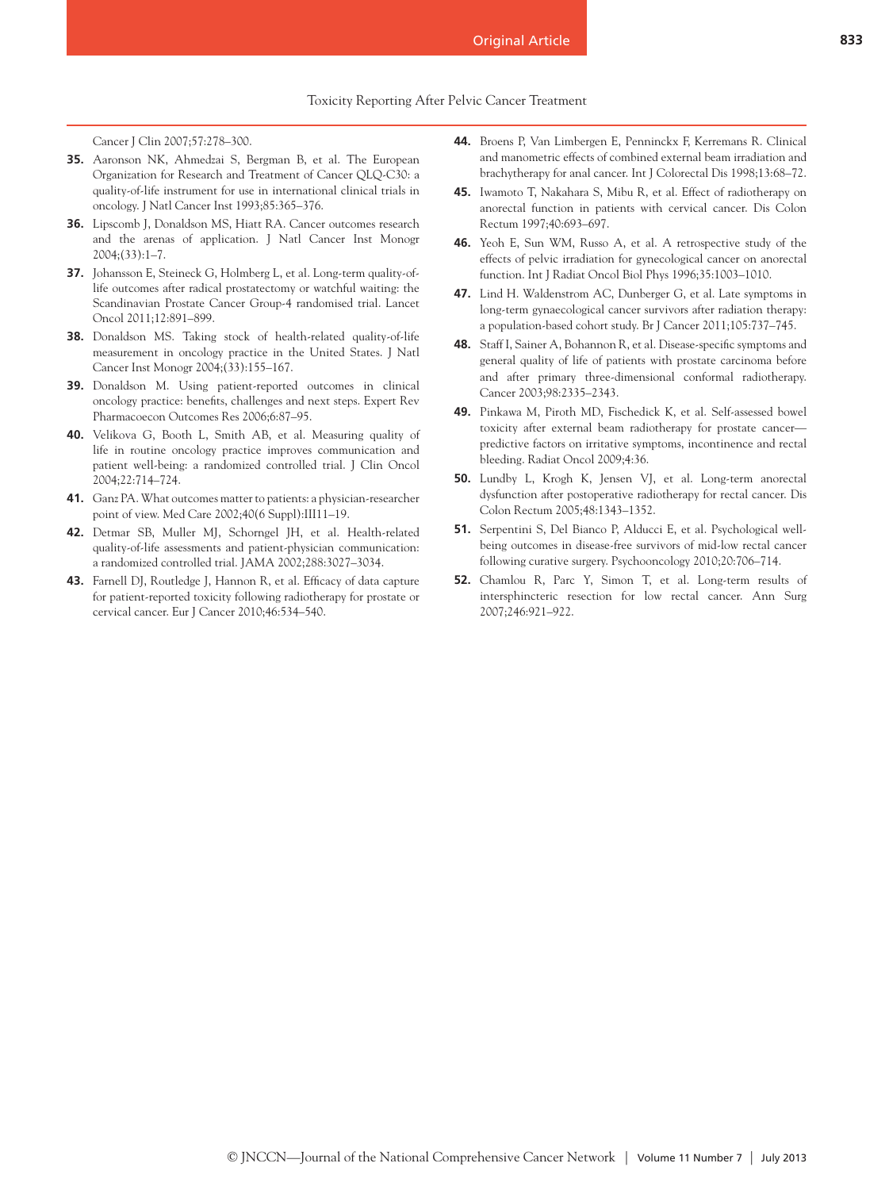Cancer J Clin 2007;57:278–300.

35. Aaronson NK, Ahmedzai S, Bergman B, et al. The European Organization for Research and Treatment of Cancer QLQ-C30: a quality-of-life instrument for use in international clinical trials in oncology. J Natl Cancer Inst 1993;85:365–376.
36. Lipscomb J, Donaldson MS, Hiatt RA. Cancer outcomes research and the arenas of application. J Natl Cancer Inst Monogr 2004;(33):1–7.
37. Johansson E, Steineck G, Holmberg L, et al. Long-term quality-of-life outcomes after radical prostatectomy or watchful waiting: the Scandinavian Prostate Cancer Group-4 randomised trial. Lancet Oncol 2011;12:891–899.
38. Donaldson MS. Taking stock of health-related quality-of-life measurement in oncology practice in the United States. J Natl Cancer Inst Monogr 2004;(33):155–167.
39. Donaldson M. Using patient-reported outcomes in clinical oncology practice: benefits, challenges and next steps. Expert Rev Pharmacoecon Outcomes Res 2006;6:87–95.
40. Velikova G, Booth L, Smith AB, et al. Measuring quality of life in routine oncology practice improves communication and patient well-being: a randomized controlled trial. J Clin Oncol 2004;22:714–724.
41. Ganz PA. What outcomes matter to patients: a physician-researcher point of view. Med Care 2002;40(6 Suppl):III11–19.
42. Detmar SB, Muller MJ, Schorngel JH, et al. Health-related quality-of-life assessments and patient-physician communication: a randomized controlled trial. JAMA 2002;288:3027–3034.
43. Farnell DJ, Routledge J, Hannon R, et al. Efficacy of data capture for patient-reported toxicity following radiotherapy for prostate or cervical cancer. Eur J Cancer 2010;46:534–540.
44. Broens P, Van Limbergen E, Penninckx F, Kerremans R. Clinical and manometric effects of combined external beam irradiation and brachytherapy for anal cancer. Int J Colorectal Dis 1998;13:68–72.
45. Iwamoto T, Nakahara S, Mibu R, et al. Effect of radiotherapy on anorectal function in patients with cervical cancer. Dis Colon Rectum 1997;40:693–697.
46. Yeoh E, Sun WM, Russo A, et al. A retrospective study of the effects of pelvic irradiation for gynecological cancer on anorectal function. Int J Radiat Oncol Biol Phys 1996;35:1003–1010.
47. Lind H. Waldenstrom AC, Dunberger G, et al. Late symptoms in long-term gynaecological cancer survivors after radiation therapy: a population-based cohort study. Br J Cancer 2011;105:737–745.
48. Staff I, Sainer A, Bohannon R, et al. Disease-specific symptoms and general quality of life of patients with prostate carcinoma before and after primary three-dimensional conformal radiotherapy. Cancer 2003;98:2335–2343.
49. Pinkawa M, Piroth MD, Fischedick K, et al. Self-assessed bowel toxicity after external beam radiotherapy for prostate cancer—predictive factors on irritative symptoms, incontinence and rectal bleeding. Radiat Oncol 2009;4:36.
50. Lundby L, Krogh K, Jensen VJ, et al. Long-term anorectal dysfunction after postoperative radiotherapy for rectal cancer. Dis Colon Rectum 2005;48:1343–1352.
51. Serpentini S, Del Bianco P, Alducci E, et al. Psychological well-being outcomes in disease-free survivors of mid-low rectal cancer following curative surgery. Psychooncology 2010;20:706–714.
52. Chamlou R, Parc Y, Simon T, et al. Long-term results of intersphincteric resection for low rectal cancer. Ann Surg 2007;246:921–922.